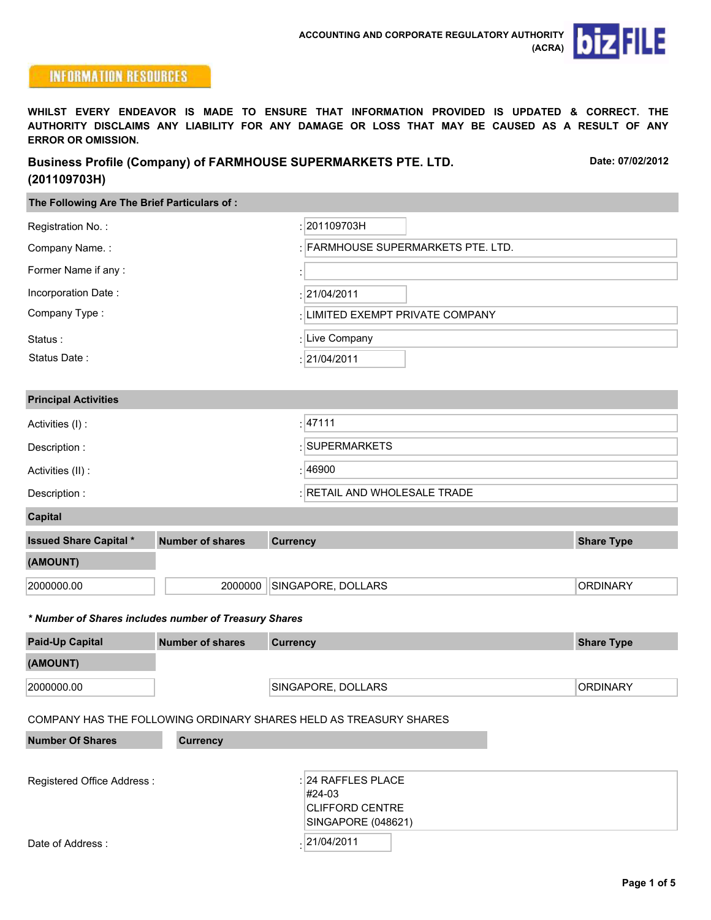ACCOUNTING AND CORPORATE REGULATORY AUTHORITY (ACRA)

bizFILE

INFORMATION RESOURCES

**WHILST EVERY ENDEAVOR IS MADE TO ENSURE THAT INFORMATION PROVIDED IS UPDATED & CORRECT. THE AUTHORITY DISCLAIMS ANY LIABILITY FOR ANY DAMAGE OR LOSS THAT MAY BE CAUSED AS A RESULT OF ANY ERROR OR OMISSION.**

## Business Profile (Company) of FARMHOUSE SUPERMARKETS PTE. LTD. (201109703H)

**Date: 07/02/2012**

### The Following Are The Brief Particulars of :

| | |
|---|---|
| Registration No. : | 201109703H |
| Company Name. : | FARMHOUSE SUPERMARKETS PTE. LTD. |
| Former Name if any : | |
| Incorporation Date : | 21/04/2011 |
| Company Type : | LIMITED EXEMPT PRIVATE COMPANY |
| Status : | Live Company |
| Status Date : | 21/04/2011 |

### Principal Activities

| | |
|---|---|
| Activities (I) : | 47111 |
| Description : | SUPERMARKETS |
| Activities (II) : | 46900 |
| Description : | RETAIL AND WHOLESALE TRADE |

### Capital

| Issued Share Capital * (AMOUNT) | Number of shares | Currency | Share Type |
|---|---|---|---|
| 2000000.00 | 2000000 | SINGAPORE, DOLLARS | ORDINARY |

*** Number of Shares includes number of Treasury Shares**

| Paid-Up Capital (AMOUNT) | Number of shares | Currency | Share Type |
|---|---|---|---|
| 2000000.00 | | SINGAPORE, DOLLARS | ORDINARY |

COMPANY HAS THE FOLLOWING ORDINARY SHARES HELD AS TREASURY SHARES

| Number Of Shares | Currency |
|---|---|
| | |

| | |
|---|---|
| Registered Office Address : | 24 RAFFLES PLACE<br>#24-03<br>CLIFFORD CENTRE<br>SINGAPORE (048621) |
| Date of Address : | 21/04/2011 |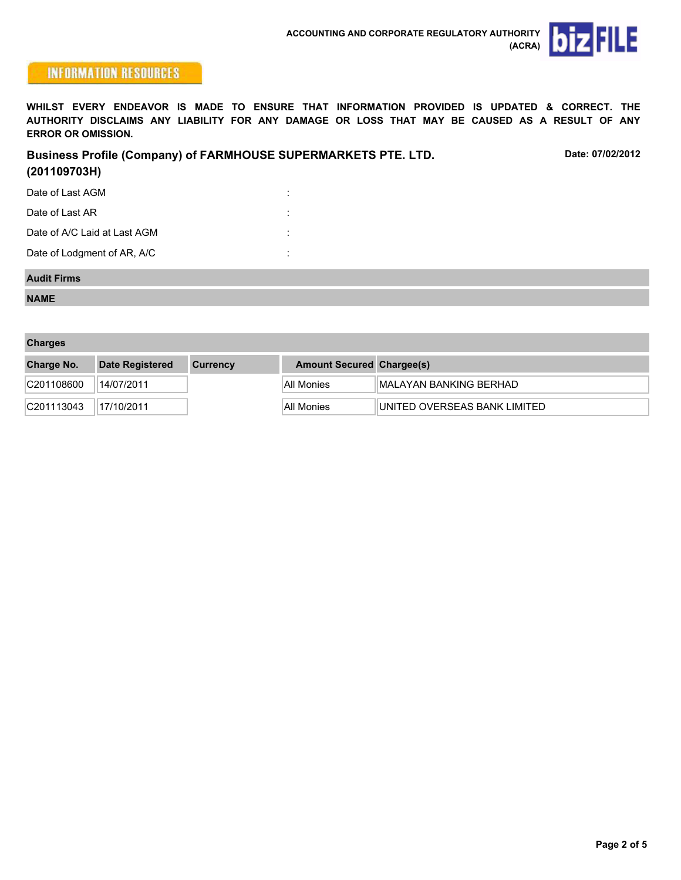ACCOUNTING AND CORPORATE REGULATORY AUTHORITY (ACRA)

**INFORMATION RESOURCES**

**WHILST EVERY ENDEAVOR IS MADE TO ENSURE THAT INFORMATION PROVIDED IS UPDATED & CORRECT. THE AUTHORITY DISCLAIMS ANY LIABILITY FOR ANY DAMAGE OR LOSS THAT MAY BE CAUSED AS A RESULT OF ANY ERROR OR OMISSION.**

## Business Profile (Company) of FARMHOUSE SUPERMARKETS PTE. LTD. (201109703H)

**Date: 07/02/2012**

Date of Last AGM :

Date of Last AR :

Date of A/C Laid at Last AGM :

Date of Lodgment of AR, A/C :

### Audit Firms

| NAME |
| --- |

### Charges

| Charge No. | Date Registered | Currency | Amount Secured | Chargee(s) |
| --- | --- | --- | --- | --- |
| C201108600 | 14/07/2011 | | All Monies | MALAYAN BANKING BERHAD |
| C201113043 | 17/10/2011 | | All Monies | UNITED OVERSEAS BANK LIMITED |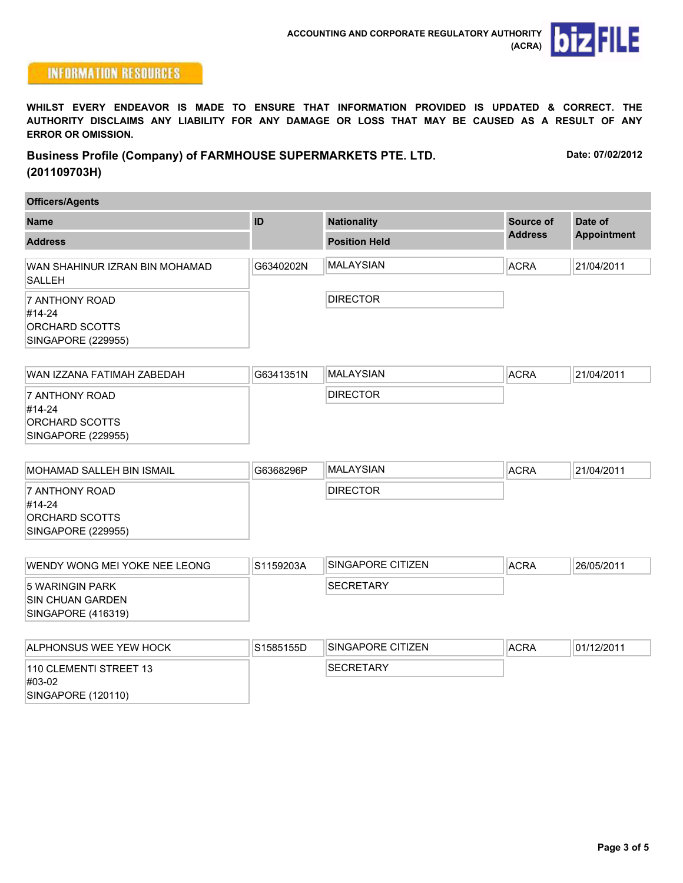ACCOUNTING AND CORPORATE REGULATORY AUTHORITY (ACRA)

bizFILE

INFORMATION RESOURCES

**WHILST EVERY ENDEAVOR IS MADE TO ENSURE THAT INFORMATION PROVIDED IS UPDATED & CORRECT. THE AUTHORITY DISCLAIMS ANY LIABILITY FOR ANY DAMAGE OR LOSS THAT MAY BE CAUSED AS A RESULT OF ANY ERROR OR OMISSION.**

## Business Profile (Company) of FARMHOUSE SUPERMARKETS PTE. LTD. (201109703H)

**Date: 07/02/2012**

### Officers/Agents

| Name / Address | ID | Nationality / Position Held | Source of Address | Date of Appointment |
|---|---|---|---|---|
| WAN SHAHINUR IZRAN BIN MOHAMAD SALLEH<br>7 ANTHONY ROAD<br>#14-24<br>ORCHARD SCOTTS<br>SINGAPORE (229955) | G6340202N | MALAYSIAN<br>DIRECTOR | ACRA | 21/04/2011 |
| WAN IZZANA FATIMAH ZABEDAH<br>7 ANTHONY ROAD<br>#14-24<br>ORCHARD SCOTTS<br>SINGAPORE (229955) | G6341351N | MALAYSIAN<br>DIRECTOR | ACRA | 21/04/2011 |
| MOHAMAD SALLEH BIN ISMAIL<br>7 ANTHONY ROAD<br>#14-24<br>ORCHARD SCOTTS<br>SINGAPORE (229955) | G6368296P | MALAYSIAN<br>DIRECTOR | ACRA | 21/04/2011 |
| WENDY WONG MEI YOKE NEE LEONG<br>5 WARINGIN PARK<br>SIN CHUAN GARDEN<br>SINGAPORE (416319) | S1159203A | SINGAPORE CITIZEN<br>SECRETARY | ACRA | 26/05/2011 |
| ALPHONSUS WEE YEW HOCK<br>110 CLEMENTI STREET 13<br>#03-02<br>SINGAPORE (120110) | S1585155D | SINGAPORE CITIZEN<br>SECRETARY | ACRA | 01/12/2011 |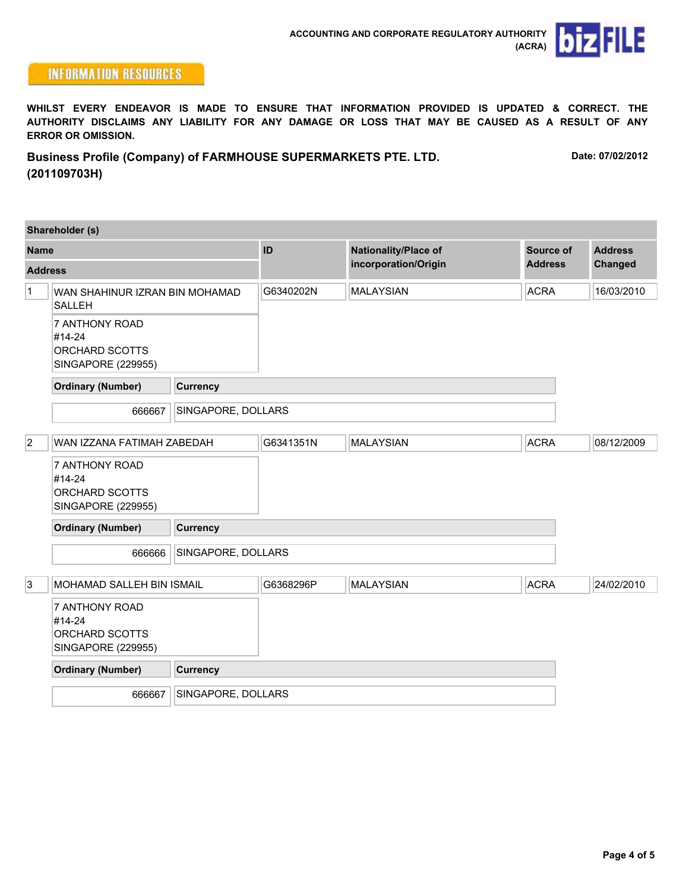ACCOUNTING AND CORPORATE REGULATORY AUTHORITY (ACRA)

**INFORMATION RESOURCES**

**WHILST EVERY ENDEAVOR IS MADE TO ENSURE THAT INFORMATION PROVIDED IS UPDATED & CORRECT. THE AUTHORITY DISCLAIMS ANY LIABILITY FOR ANY DAMAGE OR LOSS THAT MAY BE CAUSED AS A RESULT OF ANY ERROR OR OMISSION.**

## Business Profile (Company) of FARMHOUSE SUPERMARKETS PTE. LTD. (201109703H)

**Date: 07/02/2012**

### Shareholder (s)

| # | Name / Address | ID | Nationality/Place of incorporation/Origin | Source of Address | Address Changed |
|---|---|---|---|---|---|
| 1 | WAN SHAHINUR IZRAN BIN MOHAMAD SALLEH<br>7 ANTHONY ROAD<br>#14-24<br>ORCHARD SCOTTS<br>SINGAPORE (229955) | G6340202N | MALAYSIAN | ACRA | 16/03/2010 |
| 2 | WAN IZZANA FATIMAH ZABEDAH<br>7 ANTHONY ROAD<br>#14-24<br>ORCHARD SCOTTS<br>SINGAPORE (229955) | G6341351N | MALAYSIAN | ACRA | 08/12/2009 |
| 3 | MOHAMAD SALLEH BIN ISMAIL<br>7 ANTHONY ROAD<br>#14-24<br>ORCHARD SCOTTS<br>SINGAPORE (229955) | G6368296P | MALAYSIAN | ACRA | 24/02/2010 |

| # | Ordinary (Number) | Currency |
|---|---|---|
| 1 | 666667 | SINGAPORE, DOLLARS |
| 2 | 666666 | SINGAPORE, DOLLARS |
| 3 | 666667 | SINGAPORE, DOLLARS |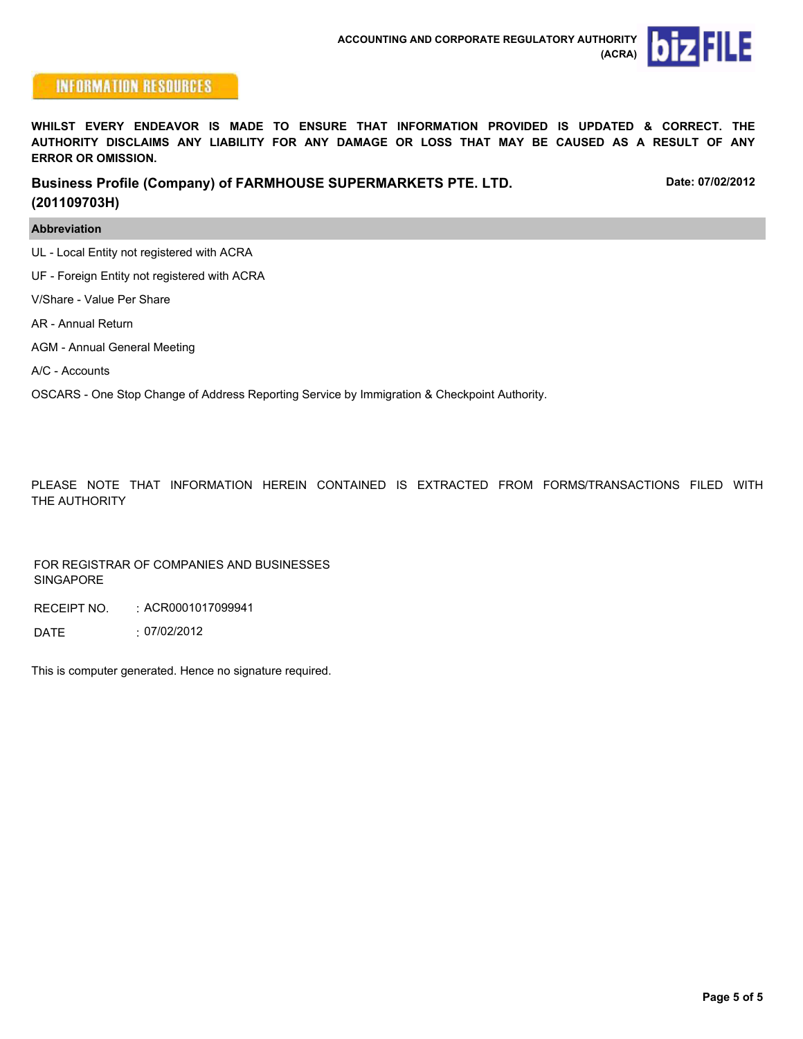ACCOUNTING AND CORPORATE REGULATORY AUTHORITY (ACRA)

INFORMATION RESOURCES

**WHILST EVERY ENDEAVOR IS MADE TO ENSURE THAT INFORMATION PROVIDED IS UPDATED & CORRECT. THE AUTHORITY DISCLAIMS ANY LIABILITY FOR ANY DAMAGE OR LOSS THAT MAY BE CAUSED AS A RESULT OF ANY ERROR OR OMISSION.**

**Business Profile (Company) of FARMHOUSE SUPERMARKETS PTE. LTD. (201109703H)**

**Date: 07/02/2012**

**Abbreviation**

UL - Local Entity not registered with ACRA

UF - Foreign Entity not registered with ACRA

V/Share - Value Per Share

AR - Annual Return

AGM - Annual General Meeting

A/C - Accounts

OSCARS - One Stop Change of Address Reporting Service by Immigration & Checkpoint Authority.

PLEASE NOTE THAT INFORMATION HEREIN CONTAINED IS EXTRACTED FROM FORMS/TRANSACTIONS FILED WITH THE AUTHORITY

FOR REGISTRAR OF COMPANIES AND BUSINESSES SINGAPORE

RECEIPT NO. : ACR0001017099941

DATE : 07/02/2012

This is computer generated. Hence no signature required.